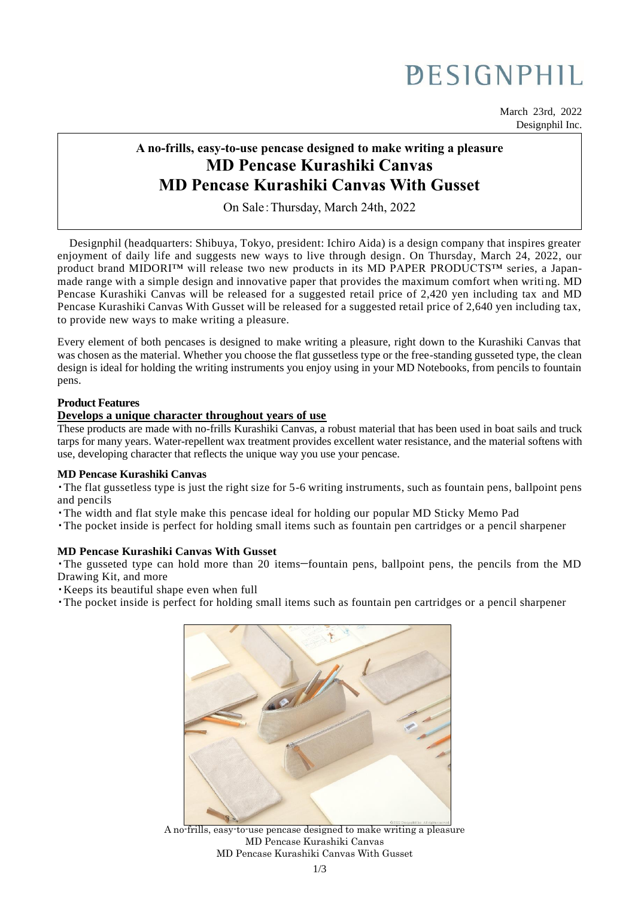# DESIGNPHIL

March 23rd, 2022
Designphil Inc.

## A no-frills, easy-to-use pencase designed to make writing a pleasure

# MD Pencase Kurashiki Canvas

# MD Pencase Kurashiki Canvas With Gusset

On Sale：Thursday, March 24th, 2022

Designphil (headquarters: Shibuya, Tokyo, president: Ichiro Aida) is a design company that inspires greater enjoyment of daily life and suggests new ways to live through design. On Thursday, March 24, 2022, our product brand MIDORI™ will release two new products in its MD PAPER PRODUCTS™ series, a Japan-made range with a simple design and innovative paper that provides the maximum comfort when writing. MD Pencase Kurashiki Canvas will be released for a suggested retail price of 2,420 yen including tax and MD Pencase Kurashiki Canvas With Gusset will be released for a suggested retail price of 2,640 yen including tax, to provide new ways to make writing a pleasure.

Every element of both pencases is designed to make writing a pleasure, right down to the Kurashiki Canvas that was chosen as the material. Whether you choose the flat gussetless type or the free-standing gusseted type, the clean design is ideal for holding the writing instruments you enjoy using in your MD Notebooks, from pencils to fountain pens.

### Product Features

**Develops a unique character throughout years of use**

These products are made with no-frills Kurashiki Canvas, a robust material that has been used in boat sails and truck tarps for many years. Water-repellent wax treatment provides excellent water resistance, and the material softens with use, developing character that reflects the unique way you use your pencase.

**MD Pencase Kurashiki Canvas**

- The flat gussetless type is just the right size for 5-6 writing instruments, such as fountain pens, ballpoint pens and pencils
- The width and flat style make this pencase ideal for holding our popular MD Sticky Memo Pad
- The pocket inside is perfect for holding small items such as fountain pen cartridges or a pencil sharpener

**MD Pencase Kurashiki Canvas With Gusset**

- The gusseted type can hold more than 20 items—fountain pens, ballpoint pens, the pencils from the MD Drawing Kit, and more
- Keeps its beautiful shape even when full
- The pocket inside is perfect for holding small items such as fountain pen cartridges or a pencil sharpener

A no-frills, easy-to-use pencase designed to make writing a pleasure
MD Pencase Kurashiki Canvas
MD Pencase Kurashiki Canvas With Gusset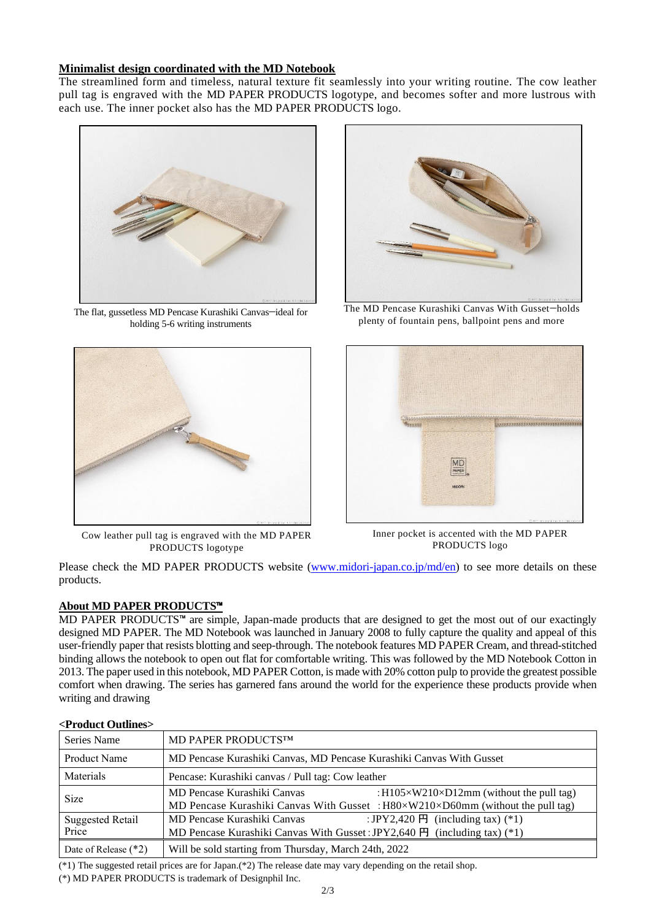**Minimalist design coordinated with the MD Notebook**

The streamlined form and timeless, natural texture fit seamlessly into your writing routine. The cow leather pull tag is engraved with the MD PAPER PRODUCTS logotype, and becomes softer and more lustrous with each use. The inner pocket also has the MD PAPER PRODUCTS logo.

The flat, gussetless MD Pencase Kurashiki Canvas—ideal for holding 5-6 writing instruments

The MD Pencase Kurashiki Canvas With Gusset—holds plenty of fountain pens, ballpoint pens and more

Cow leather pull tag is engraved with the MD PAPER PRODUCTS logotype

Inner pocket is accented with the MD PAPER PRODUCTS logo

Please check the MD PAPER PRODUCTS website (www.midori-japan.co.jp/md/en) to see more details on these products.

**About MD PAPER PRODUCTS℠**

MD PAPER PRODUCTS℠ are simple, Japan-made products that are designed to get the most out of our exactingly designed MD PAPER. The MD Notebook was launched in January 2008 to fully capture the quality and appeal of this user-friendly paper that resists blotting and seep-through. The notebook features MD PAPER Cream, and thread-stitched binding allows the notebook to open out flat for comfortable writing. This was followed by the MD Notebook Cotton in 2013. The paper used in this notebook, MD PAPER Cotton, is made with 20% cotton pulp to provide the greatest possible comfort when drawing. The series has garnered fans around the world for the experience these products provide when writing and drawing

**<Product Outlines>**

| Series Name | MD PAPER PRODUCTS™ |
|---|---|
| Product Name | MD Pencase Kurashiki Canvas, MD Pencase Kurashiki Canvas With Gusset |
| Materials | Pencase: Kurashiki canvas / Pull tag: Cow leather |
| Size | MD Pencase Kurashiki Canvas : H105×W210×D12mm (without the pull tag)<br>MD Pencase Kurashiki Canvas With Gusset : H80×W210×D60mm (without the pull tag) |
| Suggested Retail Price | MD Pencase Kurashiki Canvas : JPY2,420 円 (including tax) (*1)<br>MD Pencase Kurashiki Canvas With Gusset : JPY2,640 円 (including tax) (*1) |
| Date of Release (*2) | Will be sold starting from Thursday, March 24th, 2022 |

(*1) The suggested retail prices are for Japan.(*2) The release date may vary depending on the retail shop.

(*) MD PAPER PRODUCTS is trademark of Designphil Inc.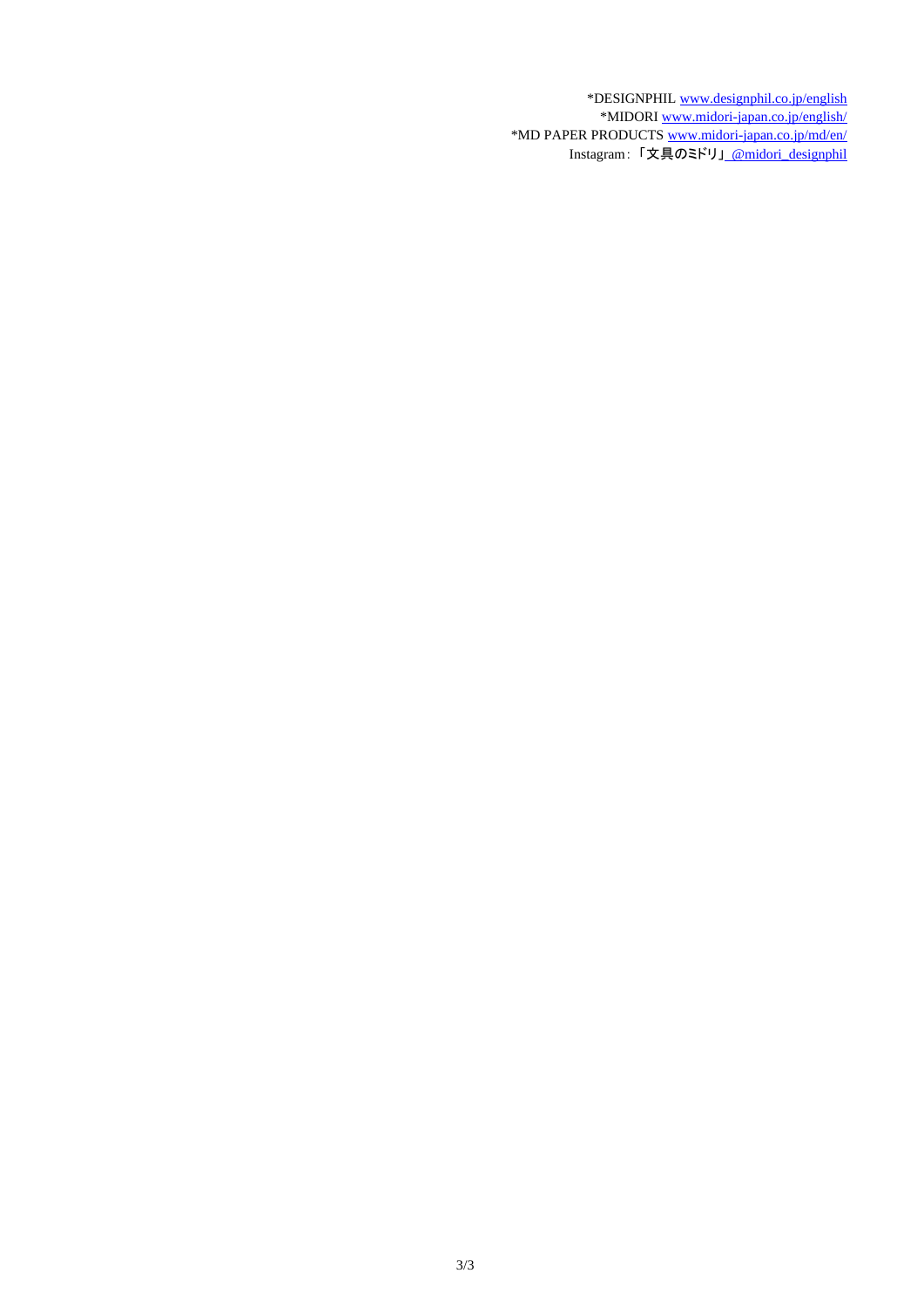*DESIGNPHIL www.designphil.co.jp/english
*MIDORI www.midori-japan.co.jp/english/
*MD PAPER PRODUCTS www.midori-japan.co.jp/md/en/
Instagram:「文具のミドリ」 @midori_designphil